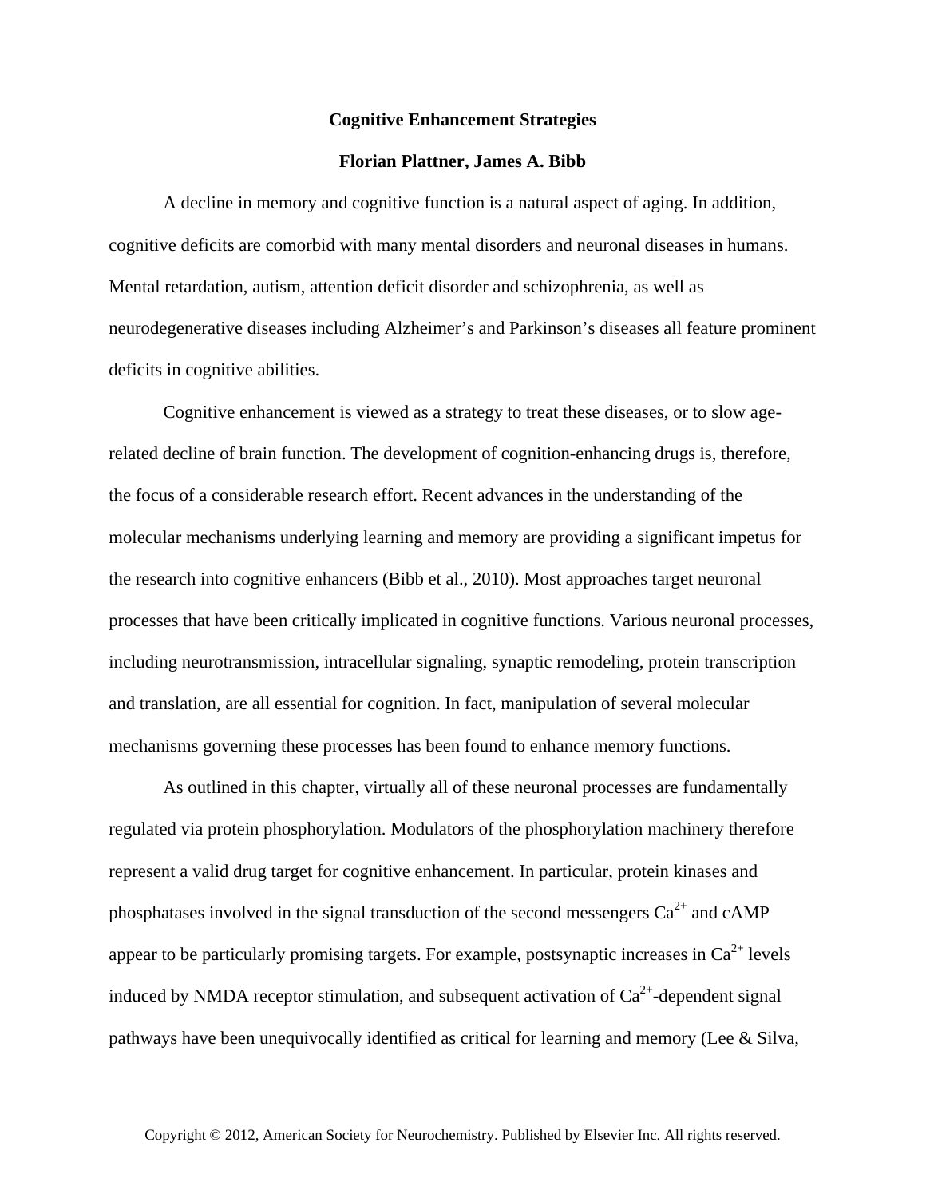# Cognitive Enhancement Strategies

**Florian Plattner, James A. Bibb**

A decline in memory and cognitive function is a natural aspect of aging. In addition, cognitive deficits are comorbid with many mental disorders and neuronal diseases in humans. Mental retardation, autism, attention deficit disorder and schizophrenia, as well as neurodegenerative diseases including Alzheimer's and Parkinson's diseases all feature prominent deficits in cognitive abilities.

Cognitive enhancement is viewed as a strategy to treat these diseases, or to slow age-related decline of brain function. The development of cognition-enhancing drugs is, therefore, the focus of a considerable research effort. Recent advances in the understanding of the molecular mechanisms underlying learning and memory are providing a significant impetus for the research into cognitive enhancers (Bibb et al., 2010). Most approaches target neuronal processes that have been critically implicated in cognitive functions. Various neuronal processes, including neurotransmission, intracellular signaling, synaptic remodeling, protein transcription and translation, are all essential for cognition. In fact, manipulation of several molecular mechanisms governing these processes has been found to enhance memory functions.

As outlined in this chapter, virtually all of these neuronal processes are fundamentally regulated via protein phosphorylation. Modulators of the phosphorylation machinery therefore represent a valid drug target for cognitive enhancement. In particular, protein kinases and phosphatases involved in the signal transduction of the second messengers $Ca^{2+}$ and cAMP appear to be particularly promising targets. For example, postsynaptic increases in $Ca^{2+}$ levels induced by NMDA receptor stimulation, and subsequent activation of $Ca^{2+}$-dependent signal pathways have been unequivocally identified as critical for learning and memory (Lee & Silva,

Copyright © 2012, American Society for Neurochemistry. Published by Elsevier Inc. All rights reserved.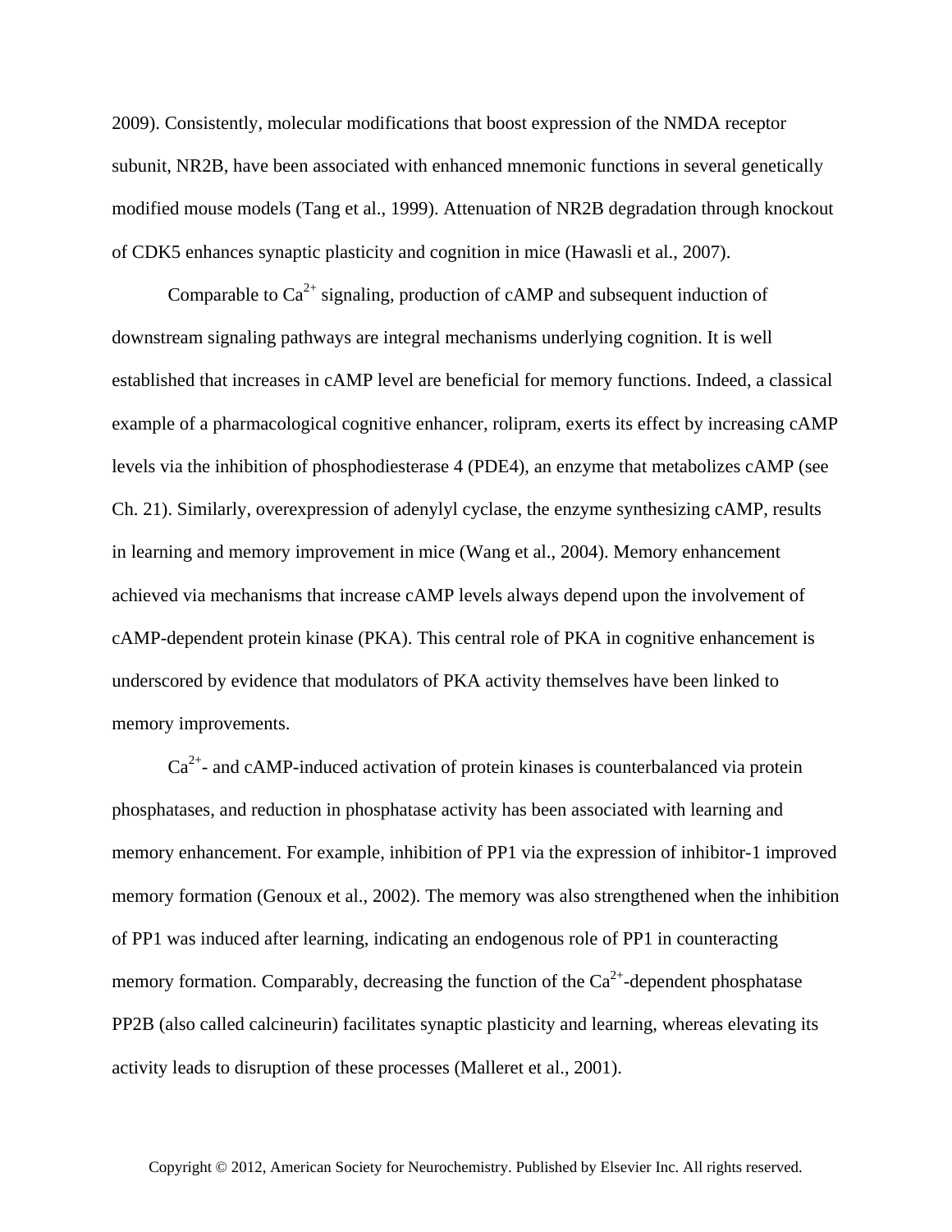2009). Consistently, molecular modifications that boost expression of the NMDA receptor subunit, NR2B, have been associated with enhanced mnemonic functions in several genetically modified mouse models (Tang et al., 1999). Attenuation of NR2B degradation through knockout of CDK5 enhances synaptic plasticity and cognition in mice (Hawasli et al., 2007).

Comparable to $Ca^{2+}$ signaling, production of cAMP and subsequent induction of downstream signaling pathways are integral mechanisms underlying cognition. It is well established that increases in cAMP level are beneficial for memory functions. Indeed, a classical example of a pharmacological cognitive enhancer, rolipram, exerts its effect by increasing cAMP levels via the inhibition of phosphodiesterase 4 (PDE4), an enzyme that metabolizes cAMP (see Ch. 21). Similarly, overexpression of adenylyl cyclase, the enzyme synthesizing cAMP, results in learning and memory improvement in mice (Wang et al., 2004). Memory enhancement achieved via mechanisms that increase cAMP levels always depend upon the involvement of cAMP-dependent protein kinase (PKA). This central role of PKA in cognitive enhancement is underscored by evidence that modulators of PKA activity themselves have been linked to memory improvements.

$Ca^{2+}$- and cAMP-induced activation of protein kinases is counterbalanced via protein phosphatases, and reduction in phosphatase activity has been associated with learning and memory enhancement. For example, inhibition of PP1 via the expression of inhibitor-1 improved memory formation (Genoux et al., 2002). The memory was also strengthened when the inhibition of PP1 was induced after learning, indicating an endogenous role of PP1 in counteracting memory formation. Comparably, decreasing the function of the $Ca^{2+}$-dependent phosphatase PP2B (also called calcineurin) facilitates synaptic plasticity and learning, whereas elevating its activity leads to disruption of these processes (Malleret et al., 2001).

Copyright © 2012, American Society for Neurochemistry. Published by Elsevier Inc. All rights reserved.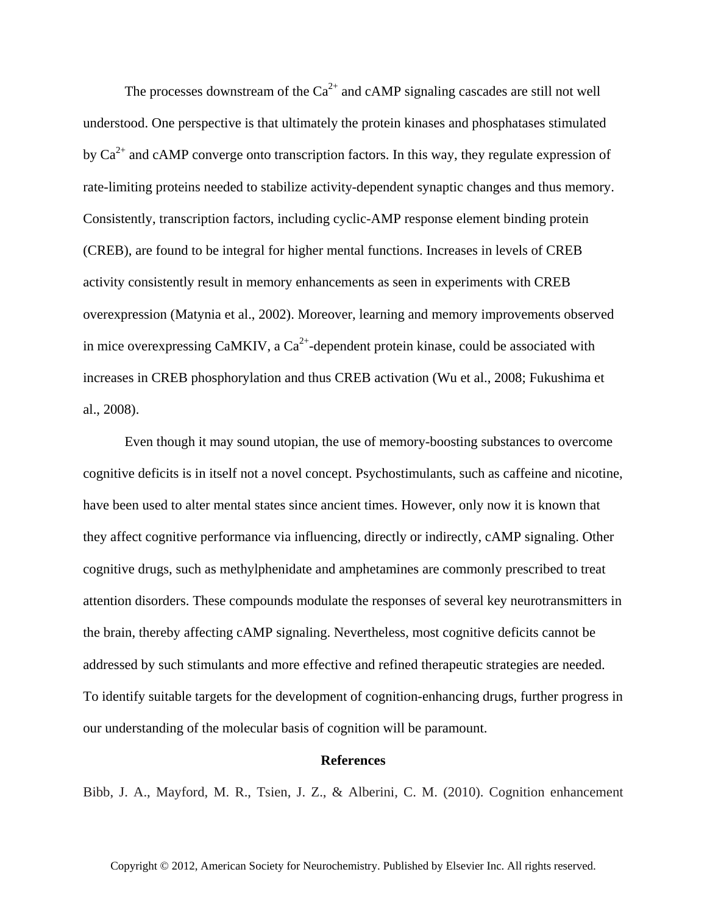The processes downstream of the $Ca^{2+}$ and cAMP signaling cascades are still not well understood. One perspective is that ultimately the protein kinases and phosphatases stimulated by $Ca^{2+}$ and cAMP converge onto transcription factors. In this way, they regulate expression of rate-limiting proteins needed to stabilize activity-dependent synaptic changes and thus memory. Consistently, transcription factors, including cyclic-AMP response element binding protein (CREB), are found to be integral for higher mental functions. Increases in levels of CREB activity consistently result in memory enhancements as seen in experiments with CREB overexpression (Matynia et al., 2002). Moreover, learning and memory improvements observed in mice overexpressing CaMKIV, a $Ca^{2+}$-dependent protein kinase, could be associated with increases in CREB phosphorylation and thus CREB activation (Wu et al., 2008; Fukushima et al., 2008).

Even though it may sound utopian, the use of memory-boosting substances to overcome cognitive deficits is in itself not a novel concept. Psychostimulants, such as caffeine and nicotine, have been used to alter mental states since ancient times. However, only now it is known that they affect cognitive performance via influencing, directly or indirectly, cAMP signaling. Other cognitive drugs, such as methylphenidate and amphetamines are commonly prescribed to treat attention disorders. These compounds modulate the responses of several key neurotransmitters in the brain, thereby affecting cAMP signaling. Nevertheless, most cognitive deficits cannot be addressed by such stimulants and more effective and refined therapeutic strategies are needed. To identify suitable targets for the development of cognition-enhancing drugs, further progress in our understanding of the molecular basis of cognition will be paramount.

## References

Bibb, J. A., Mayford, M. R., Tsien, J. Z., & Alberini, C. M. (2010). Cognition enhancement

Copyright © 2012, American Society for Neurochemistry. Published by Elsevier Inc. All rights reserved.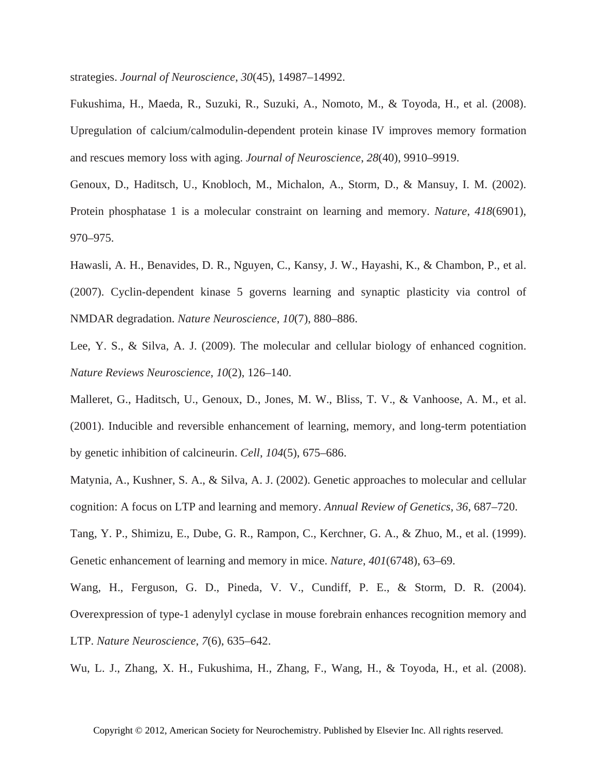strategies. *Journal of Neuroscience*, *30*(45), 14987–14992.

Fukushima, H., Maeda, R., Suzuki, R., Suzuki, A., Nomoto, M., & Toyoda, H., et al. (2008). Upregulation of calcium/calmodulin-dependent protein kinase IV improves memory formation and rescues memory loss with aging. *Journal of Neuroscience*, *28*(40), 9910–9919.

Genoux, D., Haditsch, U., Knobloch, M., Michalon, A., Storm, D., & Mansuy, I. M. (2002). Protein phosphatase 1 is a molecular constraint on learning and memory. *Nature*, *418*(6901), 970–975.

Hawasli, A. H., Benavides, D. R., Nguyen, C., Kansy, J. W., Hayashi, K., & Chambon, P., et al. (2007). Cyclin-dependent kinase 5 governs learning and synaptic plasticity via control of NMDAR degradation. *Nature Neuroscience*, *10*(7), 880–886.

Lee, Y. S., & Silva, A. J. (2009). The molecular and cellular biology of enhanced cognition. *Nature Reviews Neuroscience*, *10*(2), 126–140.

Malleret, G., Haditsch, U., Genoux, D., Jones, M. W., Bliss, T. V., & Vanhoose, A. M., et al. (2001). Inducible and reversible enhancement of learning, memory, and long-term potentiation by genetic inhibition of calcineurin. *Cell*, *104*(5), 675–686.

Matynia, A., Kushner, S. A., & Silva, A. J. (2002). Genetic approaches to molecular and cellular cognition: A focus on LTP and learning and memory. *Annual Review of Genetics*, *36*, 687–720.

Tang, Y. P., Shimizu, E., Dube, G. R., Rampon, C., Kerchner, G. A., & Zhuo, M., et al. (1999). Genetic enhancement of learning and memory in mice. *Nature*, *401*(6748), 63–69.

Wang, H., Ferguson, G. D., Pineda, V. V., Cundiff, P. E., & Storm, D. R. (2004). Overexpression of type-1 adenylyl cyclase in mouse forebrain enhances recognition memory and LTP. *Nature Neuroscience*, *7*(6), 635–642.

Wu, L. J., Zhang, X. H., Fukushima, H., Zhang, F., Wang, H., & Toyoda, H., et al. (2008).

Copyright © 2012, American Society for Neurochemistry. Published by Elsevier Inc. All rights reserved.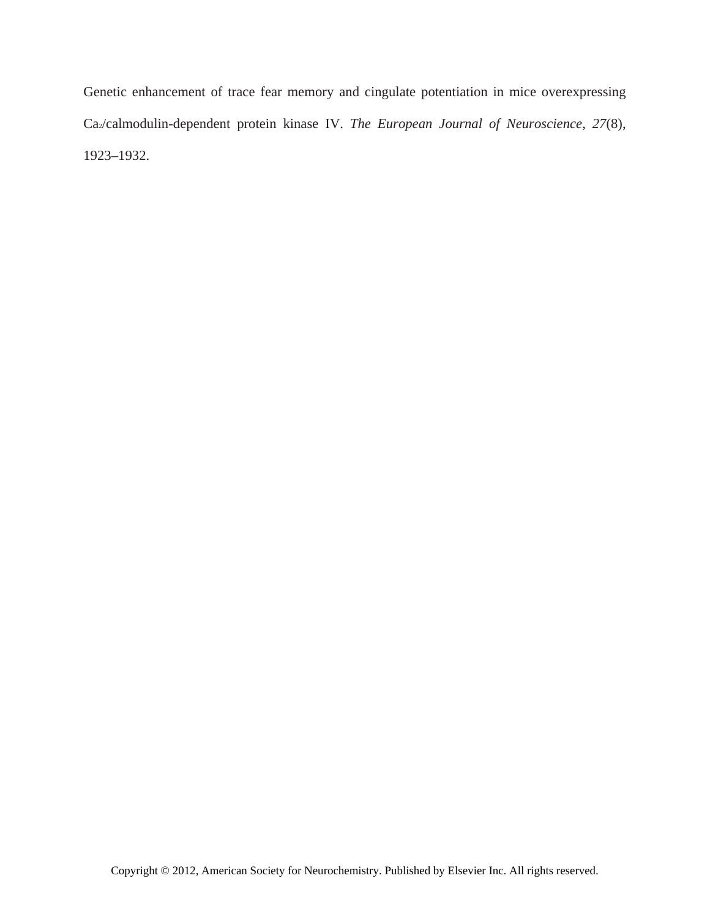Genetic enhancement of trace fear memory and cingulate potentiation in mice overexpressing $Ca_2$/calmodulin-dependent protein kinase IV. *The European Journal of Neuroscience*, *27*(8), 1923–1932.

Copyright © 2012, American Society for Neurochemistry. Published by Elsevier Inc. All rights reserved.